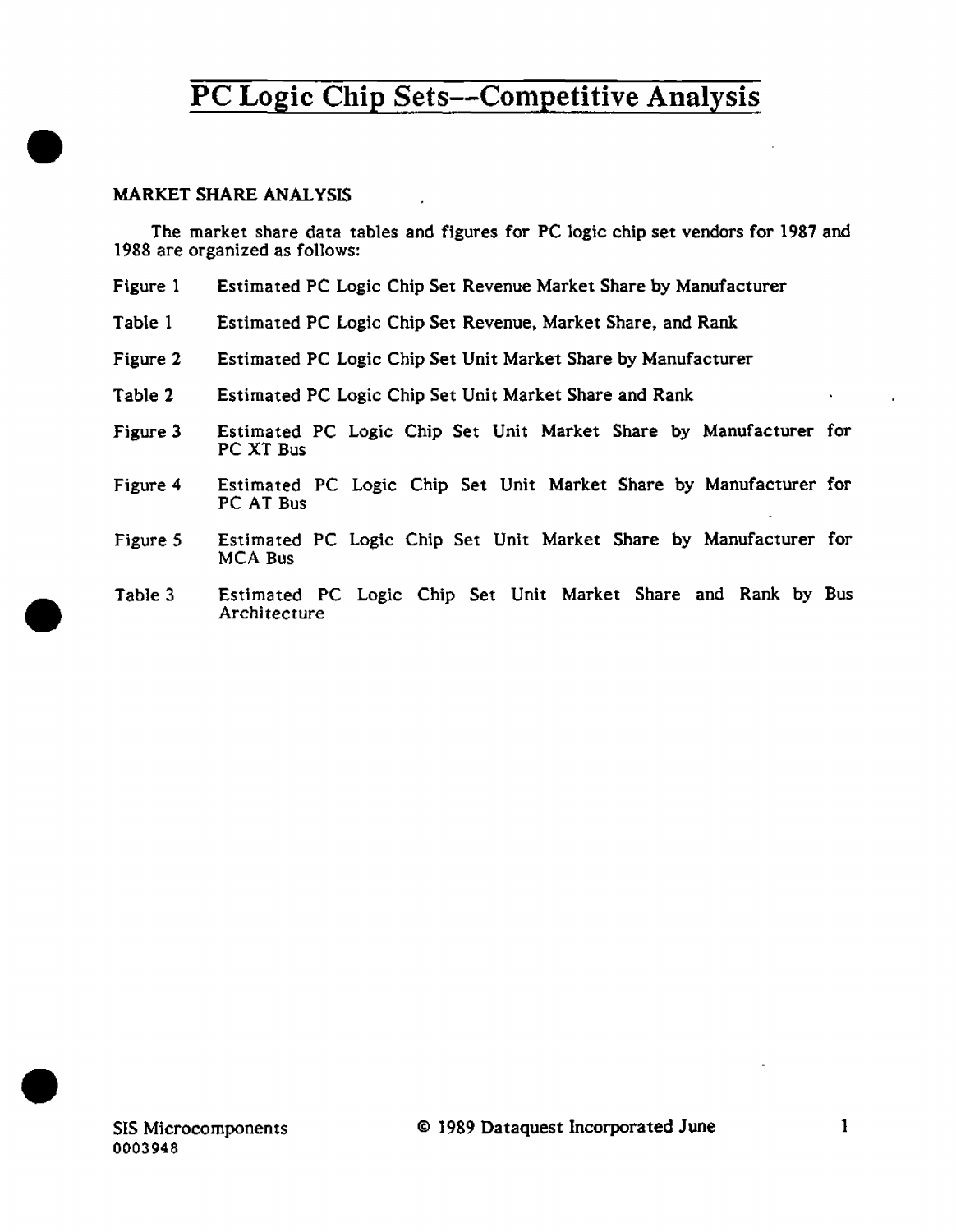# PC Logic Chip Sets--Competitive Analysis

## MARKET SHARE ANALYSIS

The market share data tables and figures for PC logic chip set vendors for 1987 and 1988 are organized as follows:

| | |
|---|---|
| Figure 1 | Estimated PC Logic Chip Set Revenue Market Share by Manufacturer |
| Table 1 | Estimated PC Logic Chip Set Revenue, Market Share, and Rank |
| Figure 2 | Estimated PC Logic Chip Set Unit Market Share by Manufacturer |
| Table 2 | Estimated PC Logic Chip Set Unit Market Share and Rank |
| Figure 3 | Estimated PC Logic Chip Set Unit Market Share by Manufacturer for PC XT Bus |
| Figure 4 | Estimated PC Logic Chip Set Unit Market Share by Manufacturer for PC AT Bus |
| Figure 5 | Estimated PC Logic Chip Set Unit Market Share by Manufacturer for MCA Bus |
| Table 3 | Estimated PC Logic Chip Set Unit Market Share and Rank by Bus Architecture |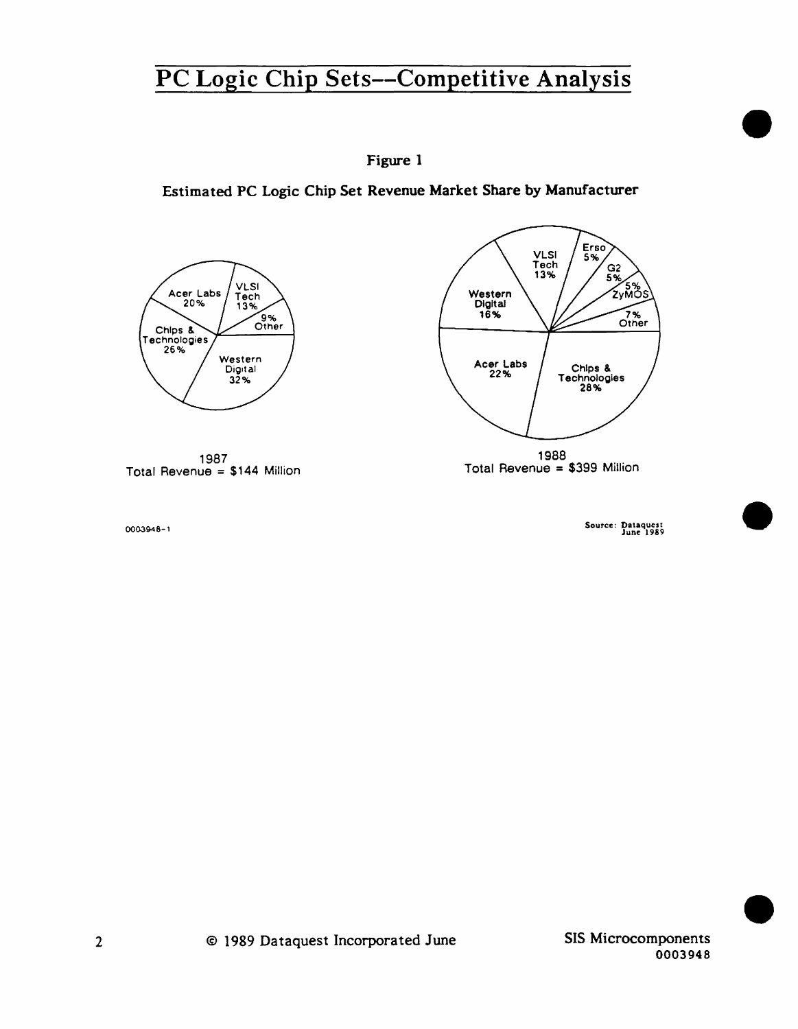# PC Logic Chip Sets--Competitive Analysis

**Figure 1**

**Estimated PC Logic Chip Set Revenue Market Share by Manufacturer**

| Manufacturer | 1987 |
|---|---|
| Western Digital | 32% |
| Chips & Technologies | 26% |
| Acer Labs | 20% |
| VLSI Tech | 13% |
| Other | 9% |

1987
Total Revenue = $144 Million

| Manufacturer | 1988 |
|---|---|
| Chips & Technologies | 28% |
| Acer Labs | 22% |
| Western Digital | 16% |
| VLSI Tech | 13% |
| Erso | 5% |
| G2 | 5% |
| ZyMOS | 5% |
| Other | 7% |

1988
Total Revenue = $399 Million

0003948-1

Source: Dataquest
June 1989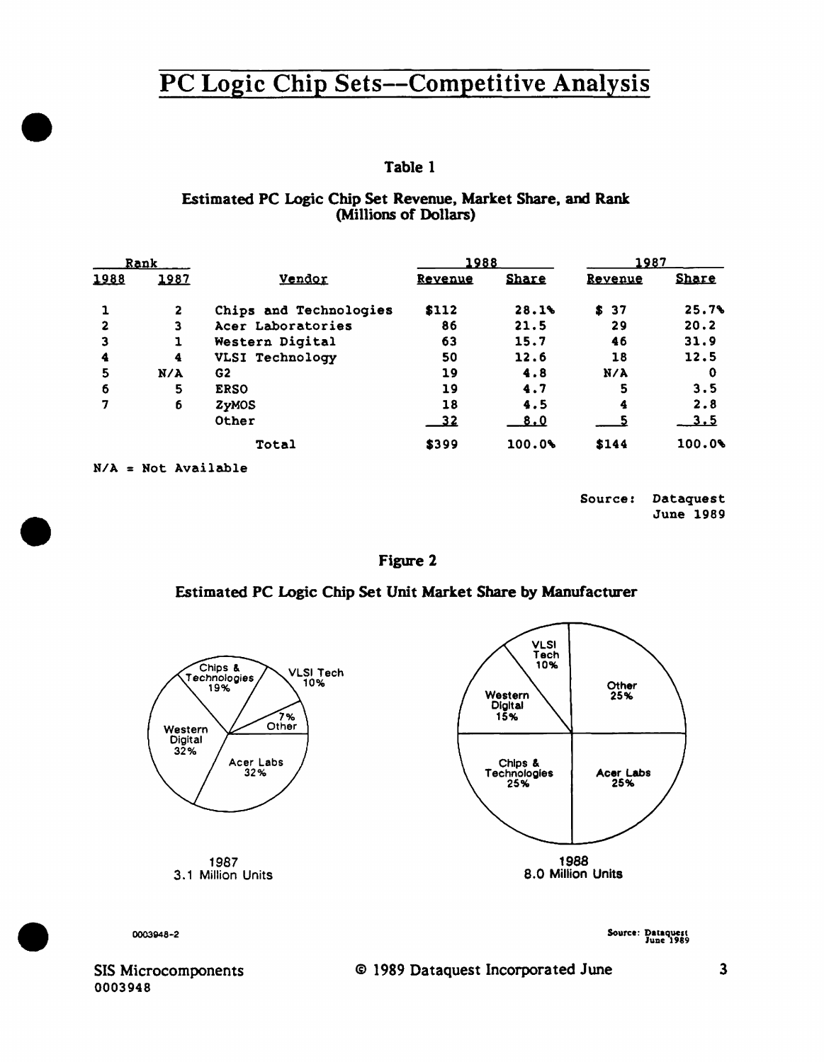# PC Logic Chip Sets--Competitive Analysis

**Table 1**

**Estimated PC Logic Chip Set Revenue, Market Share, and Rank (Millions of Dollars)**

| Rank | | Vendor | 1988 | | 1987 | |
|---|---|---|---|---|---|---|
| 1988 | 1987 | | Revenue | Share | Revenue | Share |
| 1 | 2 | Chips and Technologies | $112 | 28.1% | $ 37 | 25.7% |
| 2 | 3 | Acer Laboratories | 86 | 21.5 | 29 | 20.2 |
| 3 | 1 | Western Digital | 63 | 15.7 | 46 | 31.9 |
| 4 | 4 | VLSI Technology | 50 | 12.6 | 18 | 12.5 |
| 5 | N/A | G2 | 19 | 4.8 | N/A | 0 |
| 6 | 5 | ERSO | 19 | 4.7 | 5 | 3.5 |
| 7 | 6 | ZyMOS | 18 | 4.5 | 4 | 2.8 |
| | | Other | 32 | 8.0 | 5 | 3.5 |
| | | Total | $399 | 100.0% | $144 | 100.0% |

N/A = Not Available

Source: Dataquest June 1989

**Figure 2**

**Estimated PC Logic Chip Set Unit Market Share by Manufacturer**

1987 (3.1 Million Units): Western Digital 32%, Acer Labs 32%, Chips & Technologies 19%, VLSI Tech 10%, Other 7%

1988 (8.0 Million Units): Other 25%, Acer Labs 25%, Chips & Technologies 25%, Western Digital 15%, VLSI Tech 10%

0003948-2

Source: Dataquest June 1989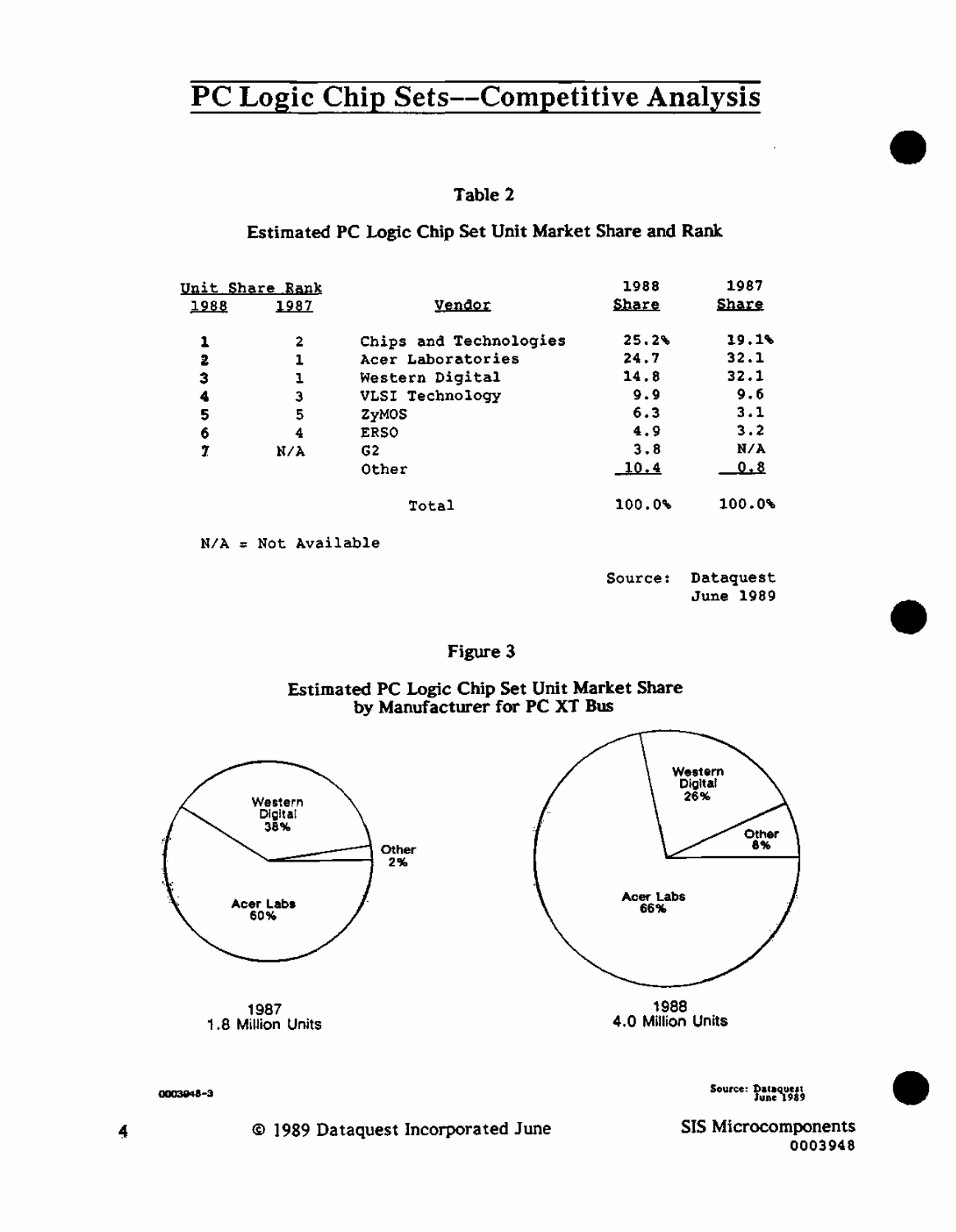## Table 2

### Estimated PC Logic Chip Set Unit Market Share and Rank

| Unit Share Rank 1988 | 1987 | Vendor | 1988 Share | 1987 Share |
|---|---|---|---|---|
| 1 | 2 | Chips and Technologies | 25.2% | 19.1% |
| 2 | 1 | Acer Laboratories | 24.7 | 32.1 |
| 3 | 1 | Western Digital | 14.8 | 32.1 |
| 4 | 3 | VLSI Technology | 9.9 | 9.6 |
| 5 | 5 | ZyMOS | 6.3 | 3.1 |
| 6 | 4 | ERSO | 4.9 | 3.2 |
| 7 | N/A | G2 | 3.8 | N/A |
| | | Other | 10.4 | 0.8 |
| | | Total | 100.0% | 100.0% |

N/A = Not Available

Source: Dataquest June 1989

## Figure 3

### Estimated PC Logic Chip Set Unit Market Share by Manufacturer for PC XT Bus

1987 — 1.8 Million Units: Western Digital 38%; Acer Labs 60%; Other 2%

1988 — 4.0 Million Units: Western Digital 26%; Acer Labs 66%; Other 8%

0003948-3

Source: Dataquest June 1989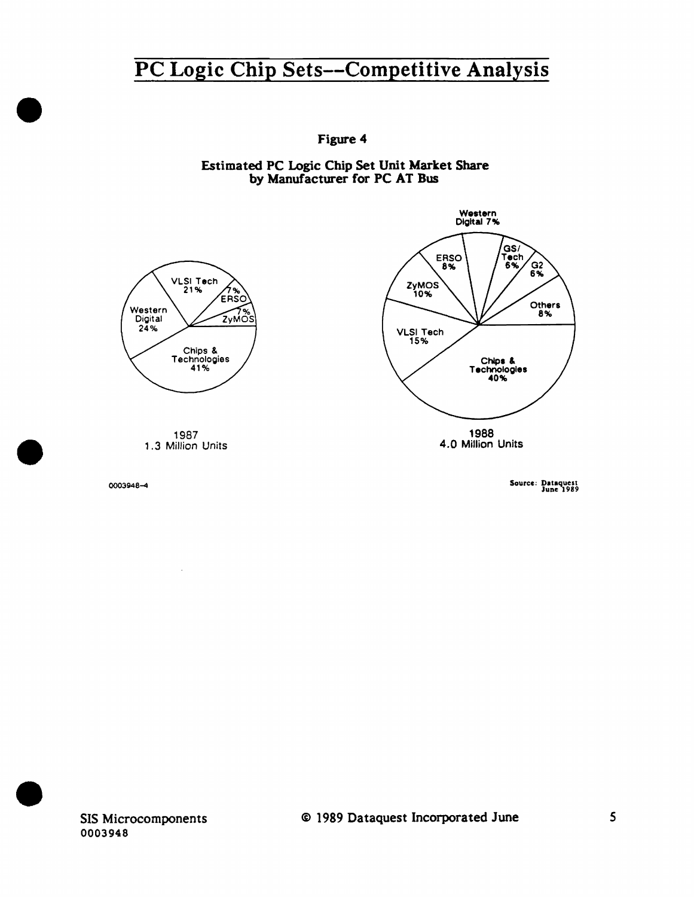# PC Logic Chip Sets--Competitive Analysis

**Figure 4**

**Estimated PC Logic Chip Set Unit Market Share by Manufacturer for PC AT Bus**

| Manufacturer | 1987 | 1988 |
|---|---|---|
| Chips & Technologies | 41% | 40% |
| Western Digital | 24% | 7% |
| VLSI Tech | 21% | 15% |
| ERSO | 7% | 8% |
| ZyMOS | 7% | 10% |
| GS/Tech | | 6% |
| G2 | | 6% |
| Others | | 8% |

1987
1.3 Million Units

1988
4.0 Million Units

0003948-4

Source: Dataquest June 1989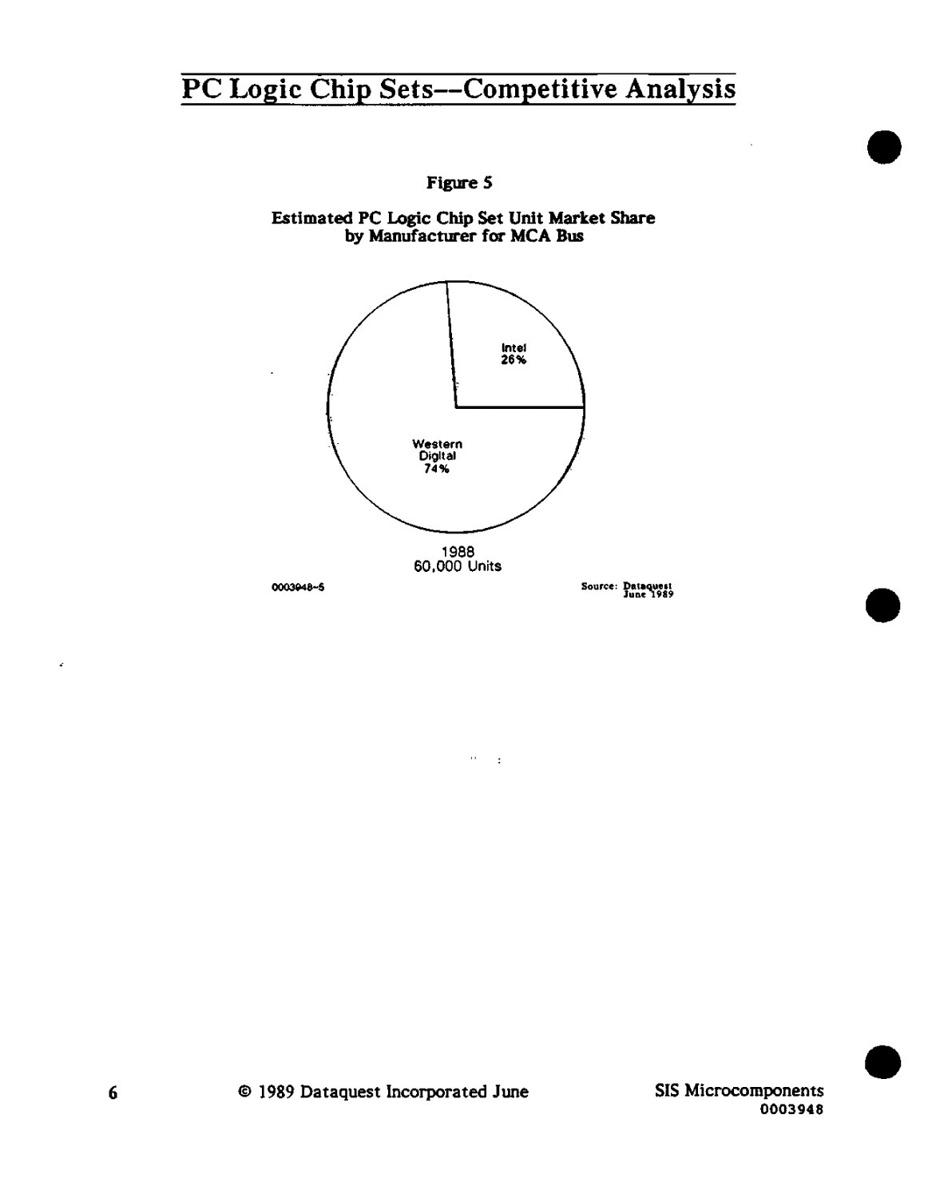## Figure 5

**Estimated PC Logic Chip Set Unit Market Share by Manufacturer for MCA Bus**

Intel 26%

Western Digital 74%

1988
60,000 Units

0003948-5

Source: Dataquest June 1989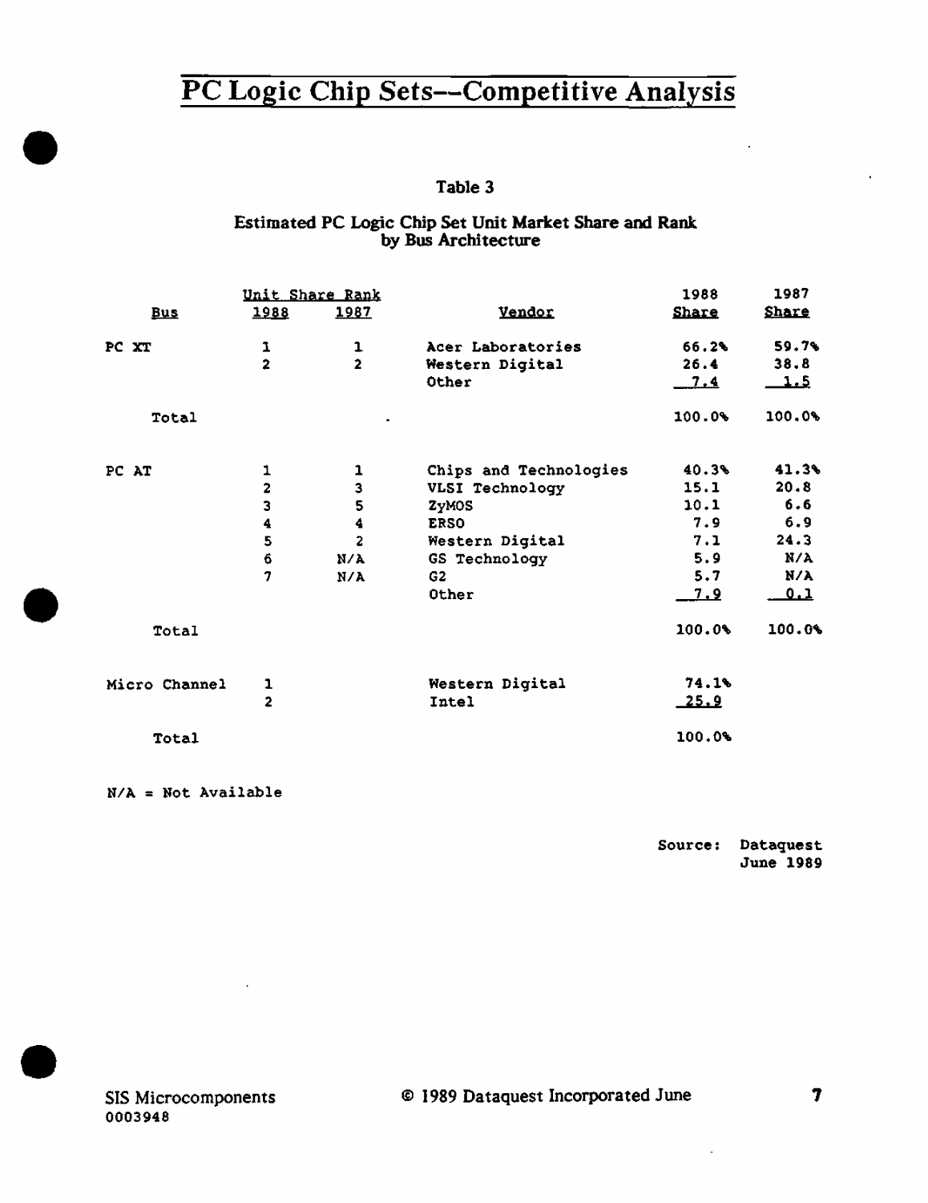# PC Logic Chip Sets--Competitive Analysis

Table 3

Estimated PC Logic Chip Set Unit Market Share and Rank by Bus Architecture

| Bus | Unit Share Rank 1988 | Unit Share Rank 1987 | Vendor | 1988 Share | 1987 Share |
|---|---|---|---|---|---|
| PC XT | 1 | 1 | Acer Laboratories | 66.2% | 59.7% |
| | 2 | 2 | Western Digital | 26.4 | 38.8 |
| | | | Other | 7.4 | 1.5 |
| Total | | | | 100.0% | 100.0% |
| PC AT | 1 | 1 | Chips and Technologies | 40.3% | 41.3% |
| | 2 | 3 | VLSI Technology | 15.1 | 20.8 |
| | 3 | 5 | ZyMOS | 10.1 | 6.6 |
| | 4 | 4 | ERSO | 7.9 | 6.9 |
| | 5 | 2 | Western Digital | 7.1 | 24.3 |
| | 6 | N/A | GS Technology | 5.9 | N/A |
| | 7 | N/A | G2 | 5.7 | N/A |
| | | | Other | 7.9 | 0.1 |
| Total | | | | 100.0% | 100.0% |
| Micro Channel | 1 | | Western Digital | 74.1% | |
| | 2 | | Intel | 25.9 | |
| Total | | | | 100.0% | |

N/A = Not Available

Source: Dataquest June 1989

SIS Microcomponents
0003948

© 1989 Dataquest Incorporated June